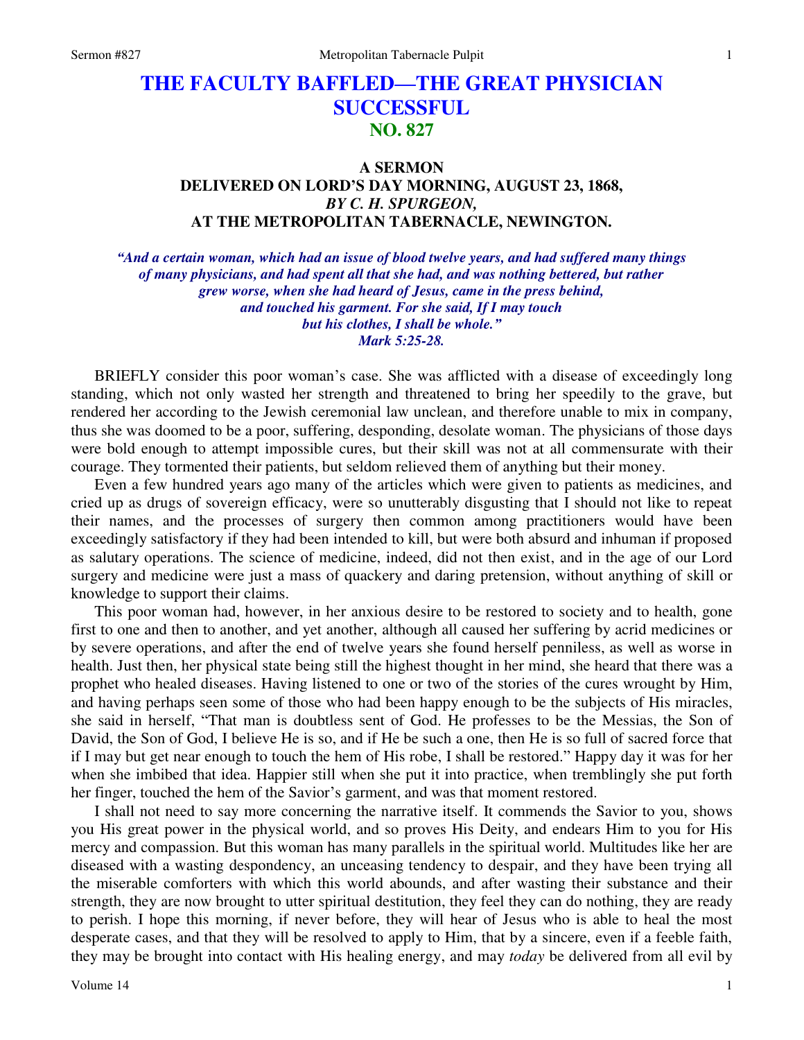# THE FACULTY BAFFLED—THE GREAT PHYSICIAN SUCCESSFUL
## NO. 827

### A SERMON
### DELIVERED ON LORD'S DAY MORNING, AUGUST 23, 1868,
### *BY C. H. SPURGEON,*
### AT THE METROPOLITAN TABERNACLE, NEWINGTON.

***"And a certain woman, which had an issue of blood twelve years, and had suffered many things of many physicians, and had spent all that she had, and was nothing bettered, but rather grew worse, when she had heard of Jesus, came in the press behind, and touched his garment. For she said, If I may touch but his clothes, I shall be whole."***
***Mark 5:25-28.***

BRIEFLY consider this poor woman's case. She was afflicted with a disease of exceedingly long standing, which not only wasted her strength and threatened to bring her speedily to the grave, but rendered her according to the Jewish ceremonial law unclean, and therefore unable to mix in company, thus she was doomed to be a poor, suffering, desponding, desolate woman. The physicians of those days were bold enough to attempt impossible cures, but their skill was not at all commensurate with their courage. They tormented their patients, but seldom relieved them of anything but their money.

Even a few hundred years ago many of the articles which were given to patients as medicines, and cried up as drugs of sovereign efficacy, were so unutterably disgusting that I should not like to repeat their names, and the processes of surgery then common among practitioners would have been exceedingly satisfactory if they had been intended to kill, but were both absurd and inhuman if proposed as salutary operations. The science of medicine, indeed, did not then exist, and in the age of our Lord surgery and medicine were just a mass of quackery and daring pretension, without anything of skill or knowledge to support their claims.

This poor woman had, however, in her anxious desire to be restored to society and to health, gone first to one and then to another, and yet another, although all caused her suffering by acrid medicines or by severe operations, and after the end of twelve years she found herself penniless, as well as worse in health. Just then, her physical state being still the highest thought in her mind, she heard that there was a prophet who healed diseases. Having listened to one or two of the stories of the cures wrought by Him, and having perhaps seen some of those who had been happy enough to be the subjects of His miracles, she said in herself, "That man is doubtless sent of God. He professes to be the Messias, the Son of David, the Son of God, I believe He is so, and if He be such a one, then He is so full of sacred force that if I may but get near enough to touch the hem of His robe, I shall be restored." Happy day it was for her when she imbibed that idea. Happier still when she put it into practice, when tremblingly she put forth her finger, touched the hem of the Savior's garment, and was that moment restored.

I shall not need to say more concerning the narrative itself. It commends the Savior to you, shows you His great power in the physical world, and so proves His Deity, and endears Him to you for His mercy and compassion. But this woman has many parallels in the spiritual world. Multitudes like her are diseased with a wasting despondency, an unceasing tendency to despair, and they have been trying all the miserable comforters with which this world abounds, and after wasting their substance and their strength, they are now brought to utter spiritual destitution, they feel they can do nothing, they are ready to perish. I hope this morning, if never before, they will hear of Jesus who is able to heal the most desperate cases, and that they will be resolved to apply to Him, that by a sincere, even if a feeble faith, they may be brought into contact with His healing energy, and may *today* be delivered from all evil by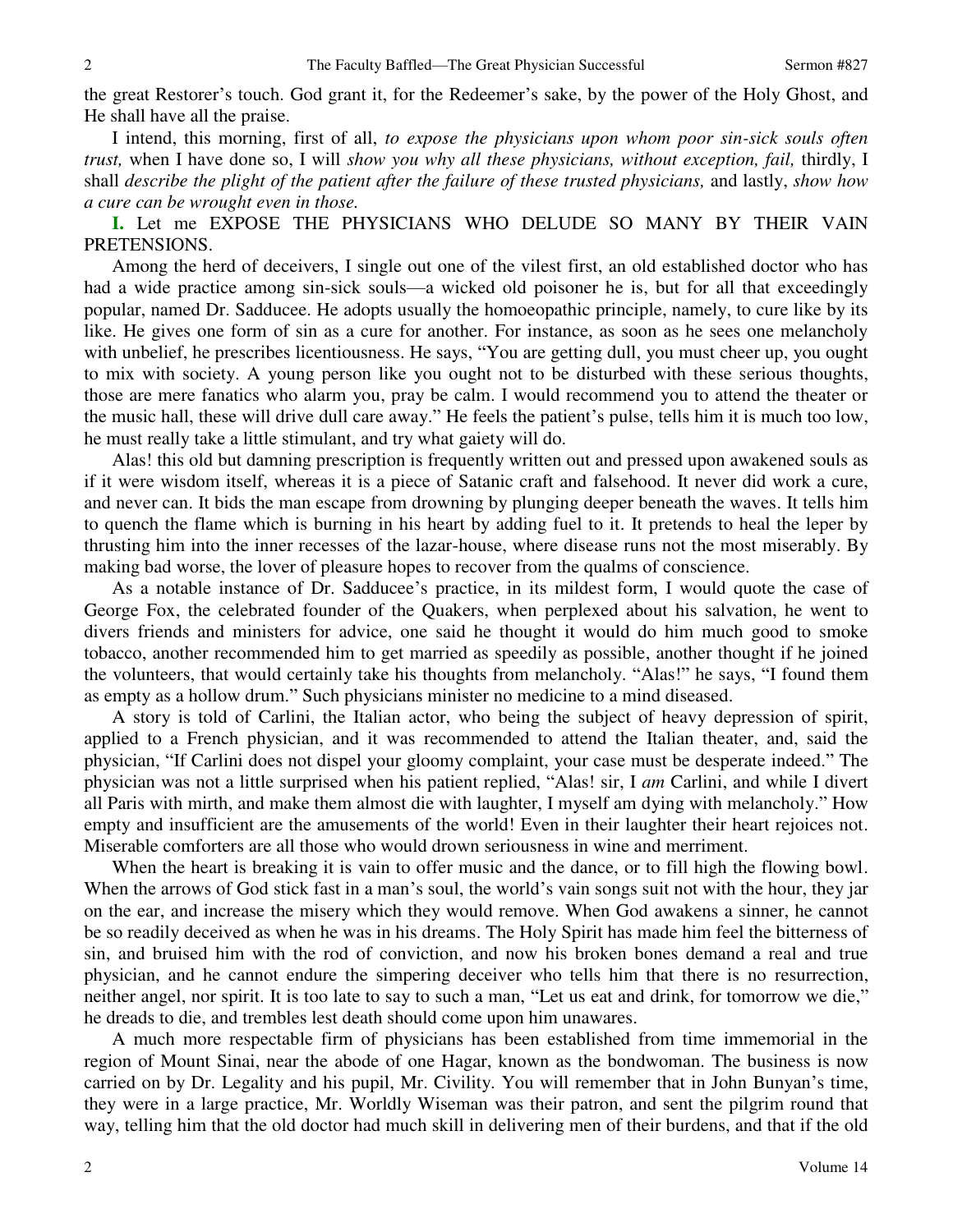the great Restorer's touch. God grant it, for the Redeemer's sake, by the power of the Holy Ghost, and He shall have all the praise.

I intend, this morning, first of all, *to expose the physicians upon whom poor sin-sick souls often trust,* when I have done so, I will *show you why all these physicians, without exception, fail,* thirdly, I shall *describe the plight of the patient after the failure of these trusted physicians,* and lastly, *show how a cure can be wrought even in those.*

**I.** Let me EXPOSE THE PHYSICIANS WHO DELUDE SO MANY BY THEIR VAIN PRETENSIONS.

Among the herd of deceivers, I single out one of the vilest first, an old established doctor who has had a wide practice among sin-sick souls—a wicked old poisoner he is, but for all that exceedingly popular, named Dr. Sadducee. He adopts usually the homoeopathic principle, namely, to cure like by its like. He gives one form of sin as a cure for another. For instance, as soon as he sees one melancholy with unbelief, he prescribes licentiousness. He says, "You are getting dull, you must cheer up, you ought to mix with society. A young person like you ought not to be disturbed with these serious thoughts, those are mere fanatics who alarm you, pray be calm. I would recommend you to attend the theater or the music hall, these will drive dull care away." He feels the patient's pulse, tells him it is much too low, he must really take a little stimulant, and try what gaiety will do.

Alas! this old but damning prescription is frequently written out and pressed upon awakened souls as if it were wisdom itself, whereas it is a piece of Satanic craft and falsehood. It never did work a cure, and never can. It bids the man escape from drowning by plunging deeper beneath the waves. It tells him to quench the flame which is burning in his heart by adding fuel to it. It pretends to heal the leper by thrusting him into the inner recesses of the lazar-house, where disease runs not the most miserably. By making bad worse, the lover of pleasure hopes to recover from the qualms of conscience.

As a notable instance of Dr. Sadducee's practice, in its mildest form, I would quote the case of George Fox, the celebrated founder of the Quakers, when perplexed about his salvation, he went to divers friends and ministers for advice, one said he thought it would do him much good to smoke tobacco, another recommended him to get married as speedily as possible, another thought if he joined the volunteers, that would certainly take his thoughts from melancholy. "Alas!" he says, "I found them as empty as a hollow drum." Such physicians minister no medicine to a mind diseased.

A story is told of Carlini, the Italian actor, who being the subject of heavy depression of spirit, applied to a French physician, and it was recommended to attend the Italian theater, and, said the physician, "If Carlini does not dispel your gloomy complaint, your case must be desperate indeed." The physician was not a little surprised when his patient replied, "Alas! sir, I *am* Carlini, and while I divert all Paris with mirth, and make them almost die with laughter, I myself am dying with melancholy." How empty and insufficient are the amusements of the world! Even in their laughter their heart rejoices not. Miserable comforters are all those who would drown seriousness in wine and merriment.

When the heart is breaking it is vain to offer music and the dance, or to fill high the flowing bowl. When the arrows of God stick fast in a man's soul, the world's vain songs suit not with the hour, they jar on the ear, and increase the misery which they would remove. When God awakens a sinner, he cannot be so readily deceived as when he was in his dreams. The Holy Spirit has made him feel the bitterness of sin, and bruised him with the rod of conviction, and now his broken bones demand a real and true physician, and he cannot endure the simpering deceiver who tells him that there is no resurrection, neither angel, nor spirit. It is too late to say to such a man, "Let us eat and drink, for tomorrow we die," he dreads to die, and trembles lest death should come upon him unawares.

A much more respectable firm of physicians has been established from time immemorial in the region of Mount Sinai, near the abode of one Hagar, known as the bondwoman. The business is now carried on by Dr. Legality and his pupil, Mr. Civility. You will remember that in John Bunyan's time, they were in a large practice, Mr. Worldly Wiseman was their patron, and sent the pilgrim round that way, telling him that the old doctor had much skill in delivering men of their burdens, and that if the old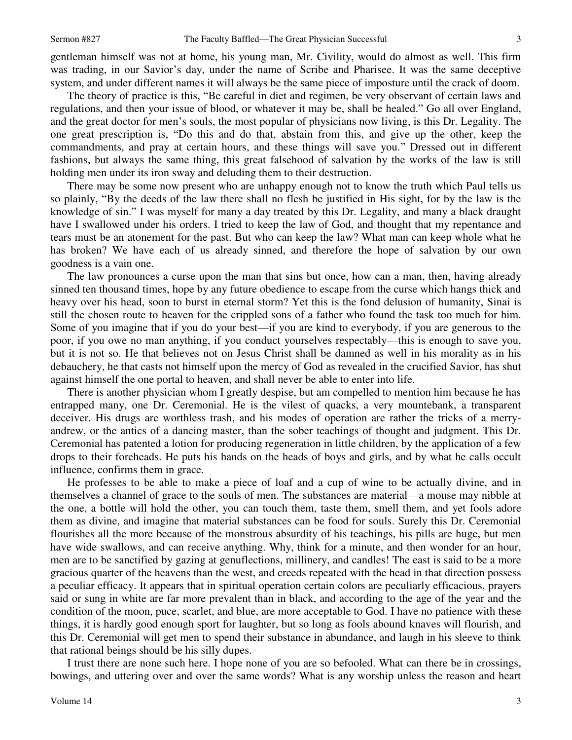gentleman himself was not at home, his young man, Mr. Civility, would do almost as well. This firm was trading, in our Savior's day, under the name of Scribe and Pharisee. It was the same deceptive system, and under different names it will always be the same piece of imposture until the crack of doom.

The theory of practice is this, "Be careful in diet and regimen, be very observant of certain laws and regulations, and then your issue of blood, or whatever it may be, shall be healed." Go all over England, and the great doctor for men's souls, the most popular of physicians now living, is this Dr. Legality. The one great prescription is, "Do this and do that, abstain from this, and give up the other, keep the commandments, and pray at certain hours, and these things will save you." Dressed out in different fashions, but always the same thing, this great falsehood of salvation by the works of the law is still holding men under its iron sway and deluding them to their destruction.

There may be some now present who are unhappy enough not to know the truth which Paul tells us so plainly, "By the deeds of the law there shall no flesh be justified in His sight, for by the law is the knowledge of sin." I was myself for many a day treated by this Dr. Legality, and many a black draught have I swallowed under his orders. I tried to keep the law of God, and thought that my repentance and tears must be an atonement for the past. But who can keep the law? What man can keep whole what he has broken? We have each of us already sinned, and therefore the hope of salvation by our own goodness is a vain one.

The law pronounces a curse upon the man that sins but once, how can a man, then, having already sinned ten thousand times, hope by any future obedience to escape from the curse which hangs thick and heavy over his head, soon to burst in eternal storm? Yet this is the fond delusion of humanity, Sinai is still the chosen route to heaven for the crippled sons of a father who found the task too much for him. Some of you imagine that if you do your best—if you are kind to everybody, if you are generous to the poor, if you owe no man anything, if you conduct yourselves respectably—this is enough to save you, but it is not so. He that believes not on Jesus Christ shall be damned as well in his morality as in his debauchery, he that casts not himself upon the mercy of God as revealed in the crucified Savior, has shut against himself the one portal to heaven, and shall never be able to enter into life.

There is another physician whom I greatly despise, but am compelled to mention him because he has entrapped many, one Dr. Ceremonial. He is the vilest of quacks, a very mountebank, a transparent deceiver. His drugs are worthless trash, and his modes of operation are rather the tricks of a merry-andrew, or the antics of a dancing master, than the sober teachings of thought and judgment. This Dr. Ceremonial has patented a lotion for producing regeneration in little children, by the application of a few drops to their foreheads. He puts his hands on the heads of boys and girls, and by what he calls occult influence, confirms them in grace.

He professes to be able to make a piece of loaf and a cup of wine to be actually divine, and in themselves a channel of grace to the souls of men. The substances are material—a mouse may nibble at the one, a bottle will hold the other, you can touch them, taste them, smell them, and yet fools adore them as divine, and imagine that material substances can be food for souls. Surely this Dr. Ceremonial flourishes all the more because of the monstrous absurdity of his teachings, his pills are huge, but men have wide swallows, and can receive anything. Why, think for a minute, and then wonder for an hour, men are to be sanctified by gazing at genuflections, millinery, and candles! The east is said to be a more gracious quarter of the heavens than the west, and creeds repeated with the head in that direction possess a peculiar efficacy. It appears that in spiritual operation certain colors are peculiarly efficacious, prayers said or sung in white are far more prevalent than in black, and according to the age of the year and the condition of the moon, puce, scarlet, and blue, are more acceptable to God. I have no patience with these things, it is hardly good enough sport for laughter, but so long as fools abound knaves will flourish, and this Dr. Ceremonial will get men to spend their substance in abundance, and laugh in his sleeve to think that rational beings should be his silly dupes.

I trust there are none such here. I hope none of you are so befooled. What can there be in crossings, bowings, and uttering over and over the same words? What is any worship unless the reason and heart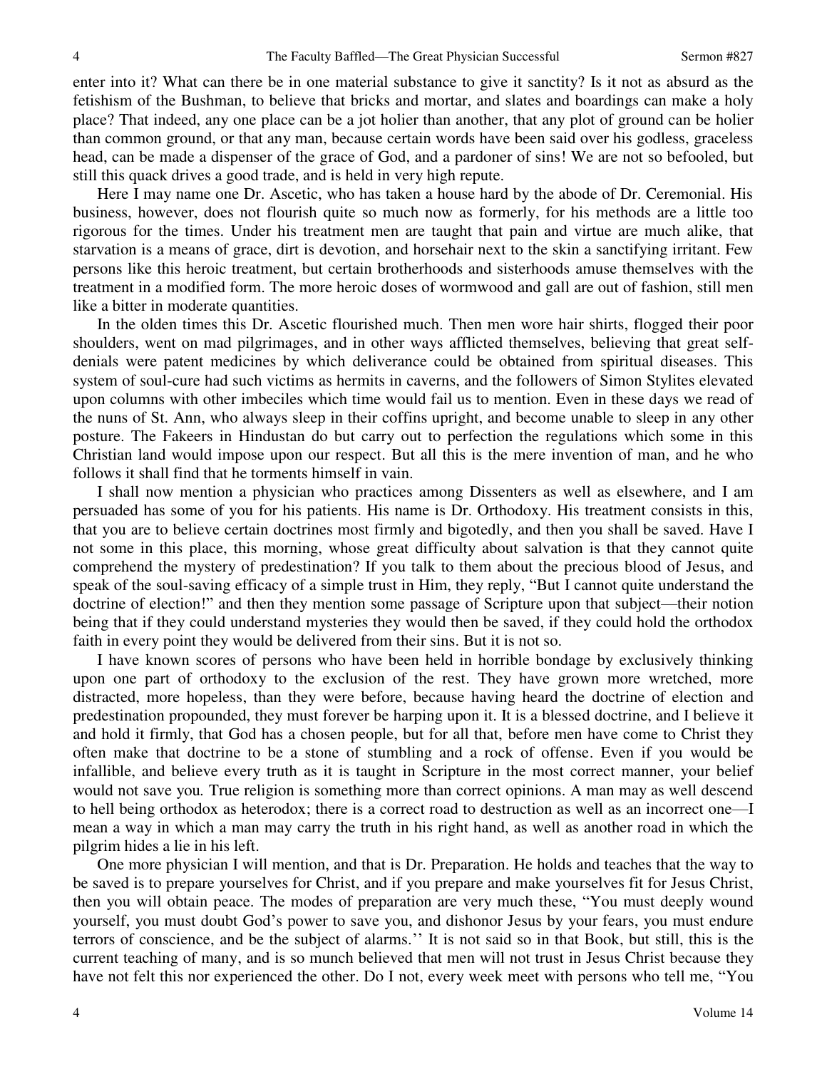enter into it? What can there be in one material substance to give it sanctity? Is it not as absurd as the fetishism of the Bushman, to believe that bricks and mortar, and slates and boardings can make a holy place? That indeed, any one place can be a jot holier than another, that any plot of ground can be holier than common ground, or that any man, because certain words have been said over his godless, graceless head, can be made a dispenser of the grace of God, and a pardoner of sins! We are not so befooled, but still this quack drives a good trade, and is held in very high repute.

Here I may name one Dr. Ascetic, who has taken a house hard by the abode of Dr. Ceremonial. His business, however, does not flourish quite so much now as formerly, for his methods are a little too rigorous for the times. Under his treatment men are taught that pain and virtue are much alike, that starvation is a means of grace, dirt is devotion, and horsehair next to the skin a sanctifying irritant. Few persons like this heroic treatment, but certain brotherhoods and sisterhoods amuse themselves with the treatment in a modified form. The more heroic doses of wormwood and gall are out of fashion, still men like a bitter in moderate quantities.

In the olden times this Dr. Ascetic flourished much. Then men wore hair shirts, flogged their poor shoulders, went on mad pilgrimages, and in other ways afflicted themselves, believing that great self-denials were patent medicines by which deliverance could be obtained from spiritual diseases. This system of soul-cure had such victims as hermits in caverns, and the followers of Simon Stylites elevated upon columns with other imbeciles which time would fail us to mention. Even in these days we read of the nuns of St. Ann, who always sleep in their coffins upright, and become unable to sleep in any other posture. The Fakeers in Hindustan do but carry out to perfection the regulations which some in this Christian land would impose upon our respect. But all this is the mere invention of man, and he who follows it shall find that he torments himself in vain.

I shall now mention a physician who practices among Dissenters as well as elsewhere, and I am persuaded has some of you for his patients. His name is Dr. Orthodoxy. His treatment consists in this, that you are to believe certain doctrines most firmly and bigotedly, and then you shall be saved. Have I not some in this place, this morning, whose great difficulty about salvation is that they cannot quite comprehend the mystery of predestination? If you talk to them about the precious blood of Jesus, and speak of the soul-saving efficacy of a simple trust in Him, they reply, "But I cannot quite understand the doctrine of election!" and then they mention some passage of Scripture upon that subject—their notion being that if they could understand mysteries they would then be saved, if they could hold the orthodox faith in every point they would be delivered from their sins. But it is not so.

I have known scores of persons who have been held in horrible bondage by exclusively thinking upon one part of orthodoxy to the exclusion of the rest. They have grown more wretched, more distracted, more hopeless, than they were before, because having heard the doctrine of election and predestination propounded, they must forever be harping upon it. It is a blessed doctrine, and I believe it and hold it firmly, that God has a chosen people, but for all that, before men have come to Christ they often make that doctrine to be a stone of stumbling and a rock of offense. Even if you would be infallible, and believe every truth as it is taught in Scripture in the most correct manner, your belief would not save you. True religion is something more than correct opinions. A man may as well descend to hell being orthodox as heterodox; there is a correct road to destruction as well as an incorrect one—I mean a way in which a man may carry the truth in his right hand, as well as another road in which the pilgrim hides a lie in his left.

One more physician I will mention, and that is Dr. Preparation. He holds and teaches that the way to be saved is to prepare yourselves for Christ, and if you prepare and make yourselves fit for Jesus Christ, then you will obtain peace. The modes of preparation are very much these, "You must deeply wound yourself, you must doubt God's power to save you, and dishonor Jesus by your fears, you must endure terrors of conscience, and be the subject of alarms.'' It is not said so in that Book, but still, this is the current teaching of many, and is so munch believed that men will not trust in Jesus Christ because they have not felt this nor experienced the other. Do I not, every week meet with persons who tell me, "You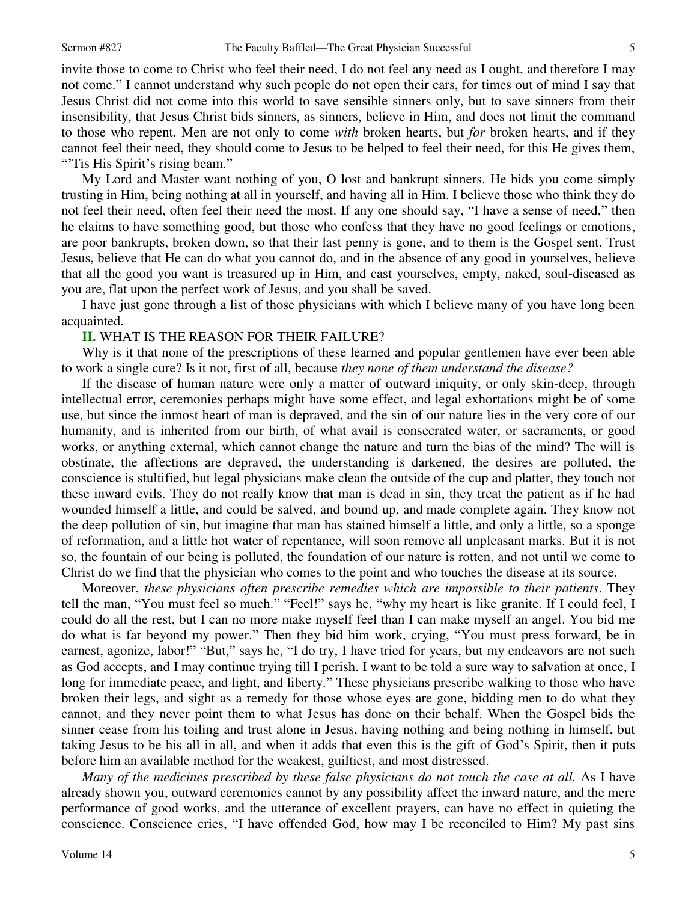invite those to come to Christ who feel their need, I do not feel any need as I ought, and therefore I may not come." I cannot understand why such people do not open their ears, for times out of mind I say that Jesus Christ did not come into this world to save sensible sinners only, but to save sinners from their insensibility, that Jesus Christ bids sinners, as sinners, believe in Him, and does not limit the command to those who repent. Men are not only to come *with* broken hearts, but *for* broken hearts, and if they cannot feel their need, they should come to Jesus to be helped to feel their need, for this He gives them, "'Tis His Spirit's rising beam."

My Lord and Master want nothing of you, O lost and bankrupt sinners. He bids you come simply trusting in Him, being nothing at all in yourself, and having all in Him. I believe those who think they do not feel their need, often feel their need the most. If any one should say, "I have a sense of need," then he claims to have something good, but those who confess that they have no good feelings or emotions, are poor bankrupts, broken down, so that their last penny is gone, and to them is the Gospel sent. Trust Jesus, believe that He can do what you cannot do, and in the absence of any good in yourselves, believe that all the good you want is treasured up in Him, and cast yourselves, empty, naked, soul-diseased as you are, flat upon the perfect work of Jesus, and you shall be saved.

I have just gone through a list of those physicians with which I believe many of you have long been acquainted.

**II.** WHAT IS THE REASON FOR THEIR FAILURE?

Why is it that none of the prescriptions of these learned and popular gentlemen have ever been able to work a single cure? Is it not, first of all, because *they none of them understand the disease?*

If the disease of human nature were only a matter of outward iniquity, or only skin-deep, through intellectual error, ceremonies perhaps might have some effect, and legal exhortations might be of some use, but since the inmost heart of man is depraved, and the sin of our nature lies in the very core of our humanity, and is inherited from our birth, of what avail is consecrated water, or sacraments, or good works, or anything external, which cannot change the nature and turn the bias of the mind? The will is obstinate, the affections are depraved, the understanding is darkened, the desires are polluted, the conscience is stultified, but legal physicians make clean the outside of the cup and platter, they touch not these inward evils. They do not really know that man is dead in sin, they treat the patient as if he had wounded himself a little, and could be salved, and bound up, and made complete again. They know not the deep pollution of sin, but imagine that man has stained himself a little, and only a little, so a sponge of reformation, and a little hot water of repentance, will soon remove all unpleasant marks. But it is not so, the fountain of our being is polluted, the foundation of our nature is rotten, and not until we come to Christ do we find that the physician who comes to the point and who touches the disease at its source.

Moreover, *these physicians often prescribe remedies which are impossible to their patients*. They tell the man, "You must feel so much." "Feel!" says he, "why my heart is like granite. If I could feel, I could do all the rest, but I can no more make myself feel than I can make myself an angel. You bid me do what is far beyond my power." Then they bid him work, crying, "You must press forward, be in earnest, agonize, labor!" "But," says he, "I do try, I have tried for years, but my endeavors are not such as God accepts, and I may continue trying till I perish. I want to be told a sure way to salvation at once, I long for immediate peace, and light, and liberty." These physicians prescribe walking to those who have broken their legs, and sight as a remedy for those whose eyes are gone, bidding men to do what they cannot, and they never point them to what Jesus has done on their behalf. When the Gospel bids the sinner cease from his toiling and trust alone in Jesus, having nothing and being nothing in himself, but taking Jesus to be his all in all, and when it adds that even this is the gift of God's Spirit, then it puts before him an available method for the weakest, guiltiest, and most distressed.

*Many of the medicines prescribed by these false physicians do not touch the case at all.* As I have already shown you, outward ceremonies cannot by any possibility affect the inward nature, and the mere performance of good works, and the utterance of excellent prayers, can have no effect in quieting the conscience. Conscience cries, "I have offended God, how may I be reconciled to Him? My past sins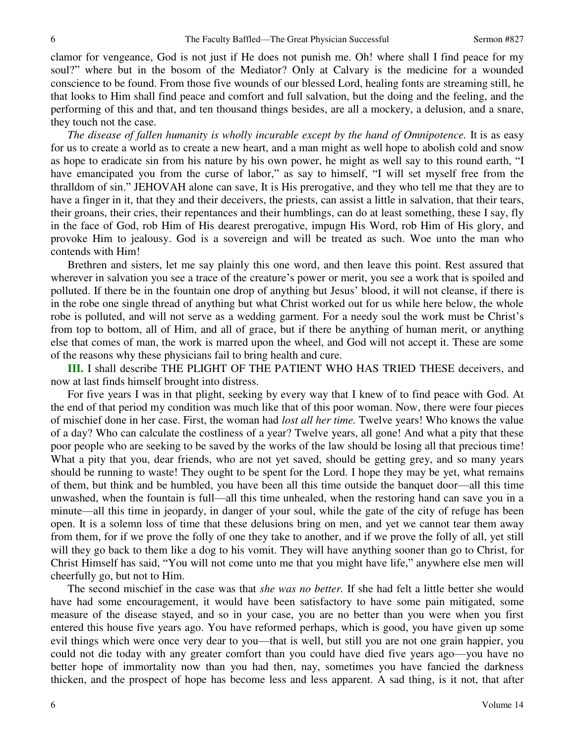clamor for vengeance, God is not just if He does not punish me. Oh! where shall I find peace for my soul?" where but in the bosom of the Mediator? Only at Calvary is the medicine for a wounded conscience to be found. From those five wounds of our blessed Lord, healing fonts are streaming still, he that looks to Him shall find peace and comfort and full salvation, but the doing and the feeling, and the performing of this and that, and ten thousand things besides, are all a mockery, a delusion, and a snare, they touch not the case.

*The disease of fallen humanity is wholly incurable except by the hand of Omnipotence.* It is as easy for us to create a world as to create a new heart, and a man might as well hope to abolish cold and snow as hope to eradicate sin from his nature by his own power, he might as well say to this round earth, "I have emancipated you from the curse of labor," as say to himself, "I will set myself free from the thralldom of sin." JEHOVAH alone can save, It is His prerogative, and they who tell me that they are to have a finger in it, that they and their deceivers, the priests, can assist a little in salvation, that their tears, their groans, their cries, their repentances and their humblings, can do at least something, these I say, fly in the face of God, rob Him of His dearest prerogative, impugn His Word, rob Him of His glory, and provoke Him to jealousy. God is a sovereign and will be treated as such. Woe unto the man who contends with Him!

Brethren and sisters, let me say plainly this one word, and then leave this point. Rest assured that wherever in salvation you see a trace of the creature's power or merit, you see a work that is spoiled and polluted. If there be in the fountain one drop of anything but Jesus' blood, it will not cleanse, if there is in the robe one single thread of anything but what Christ worked out for us while here below, the whole robe is polluted, and will not serve as a wedding garment. For a needy soul the work must be Christ's from top to bottom, all of Him, and all of grace, but if there be anything of human merit, or anything else that comes of man, the work is marred upon the wheel, and God will not accept it. These are some of the reasons why these physicians fail to bring health and cure.

**III.** I shall describe THE PLIGHT OF THE PATIENT WHO HAS TRIED THESE deceivers, and now at last finds himself brought into distress.

For five years I was in that plight, seeking by every way that I knew of to find peace with God. At the end of that period my condition was much like that of this poor woman. Now, there were four pieces of mischief done in her case. First, the woman had *lost all her time.* Twelve years! Who knows the value of a day? Who can calculate the costliness of a year? Twelve years, all gone! And what a pity that these poor people who are seeking to be saved by the works of the law should be losing all that precious time! What a pity that you, dear friends, who are not yet saved, should be getting grey, and so many years should be running to waste! They ought to be spent for the Lord. I hope they may be yet, what remains of them, but think and be humbled, you have been all this time outside the banquet door—all this time unwashed, when the fountain is full—all this time unhealed, when the restoring hand can save you in a minute—all this time in jeopardy, in danger of your soul, while the gate of the city of refuge has been open. It is a solemn loss of time that these delusions bring on men, and yet we cannot tear them away from them, for if we prove the folly of one they take to another, and if we prove the folly of all, yet still will they go back to them like a dog to his vomit. They will have anything sooner than go to Christ, for Christ Himself has said, "You will not come unto me that you might have life," anywhere else men will cheerfully go, but not to Him.

The second mischief in the case was that *she was no better.* If she had felt a little better she would have had some encouragement, it would have been satisfactory to have some pain mitigated, some measure of the disease stayed, and so in your case, you are no better than you were when you first entered this house five years ago. You have reformed perhaps, which is good, you have given up some evil things which were once very dear to you—that is well, but still you are not one grain happier, you could not die today with any greater comfort than you could have died five years ago—you have no better hope of immortality now than you had then, nay, sometimes you have fancied the darkness thicken, and the prospect of hope has become less and less apparent. A sad thing, is it not, that after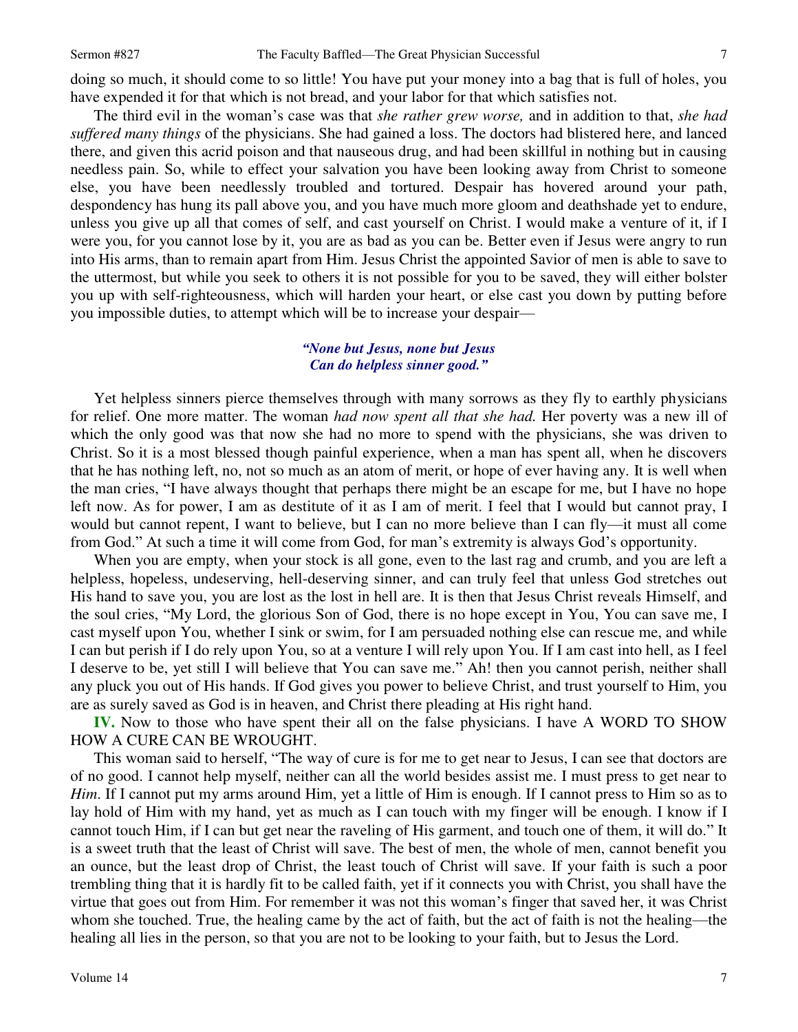doing so much, it should come to so little! You have put your money into a bag that is full of holes, you have expended it for that which is not bread, and your labor for that which satisfies not.

The third evil in the woman's case was that *she rather grew worse,* and in addition to that, *she had suffered many things* of the physicians. She had gained a loss. The doctors had blistered here, and lanced there, and given this acrid poison and that nauseous drug, and had been skillful in nothing but in causing needless pain. So, while to effect your salvation you have been looking away from Christ to someone else, you have been needlessly troubled and tortured. Despair has hovered around your path, despondency has hung its pall above you, and you have much more gloom and deathshade yet to endure, unless you give up all that comes of self, and cast yourself on Christ. I would make a venture of it, if I were you, for you cannot lose by it, you are as bad as you can be. Better even if Jesus were angry to run into His arms, than to remain apart from Him. Jesus Christ the appointed Savior of men is able to save to the uttermost, but while you seek to others it is not possible for you to be saved, they will either bolster you up with self-righteousness, which will harden your heart, or else cast you down by putting before you impossible duties, to attempt which will be to increase your despair—

*"None but Jesus, none but Jesus*
*Can do helpless sinner good."*

Yet helpless sinners pierce themselves through with many sorrows as they fly to earthly physicians for relief. One more matter. The woman *had now spent all that she had.* Her poverty was a new ill of which the only good was that now she had no more to spend with the physicians, she was driven to Christ. So it is a most blessed though painful experience, when a man has spent all, when he discovers that he has nothing left, no, not so much as an atom of merit, or hope of ever having any. It is well when the man cries, "I have always thought that perhaps there might be an escape for me, but I have no hope left now. As for power, I am as destitute of it as I am of merit. I feel that I would but cannot pray, I would but cannot repent, I want to believe, but I can no more believe than I can fly—it must all come from God." At such a time it will come from God, for man's extremity is always God's opportunity.

When you are empty, when your stock is all gone, even to the last rag and crumb, and you are left a helpless, hopeless, undeserving, hell-deserving sinner, and can truly feel that unless God stretches out His hand to save you, you are lost as the lost in hell are. It is then that Jesus Christ reveals Himself, and the soul cries, "My Lord, the glorious Son of God, there is no hope except in You, You can save me, I cast myself upon You, whether I sink or swim, for I am persuaded nothing else can rescue me, and while I can but perish if I do rely upon You, so at a venture I will rely upon You. If I am cast into hell, as I feel I deserve to be, yet still I will believe that You can save me." Ah! then you cannot perish, neither shall any pluck you out of His hands. If God gives you power to believe Christ, and trust yourself to Him, you are as surely saved as God is in heaven, and Christ there pleading at His right hand.

**IV.** Now to those who have spent their all on the false physicians. I have A WORD TO SHOW HOW A CURE CAN BE WROUGHT.

This woman said to herself, "The way of cure is for me to get near to Jesus, I can see that doctors are of no good. I cannot help myself, neither can all the world besides assist me. I must press to get near to *Him*. If I cannot put my arms around Him, yet a little of Him is enough. If I cannot press to Him so as to lay hold of Him with my hand, yet as much as I can touch with my finger will be enough. I know if I cannot touch Him, if I can but get near the raveling of His garment, and touch one of them, it will do." It is a sweet truth that the least of Christ will save. The best of men, the whole of men, cannot benefit you an ounce, but the least drop of Christ, the least touch of Christ will save. If your faith is such a poor trembling thing that it is hardly fit to be called faith, yet if it connects you with Christ, you shall have the virtue that goes out from Him. For remember it was not this woman's finger that saved her, it was Christ whom she touched. True, the healing came by the act of faith, but the act of faith is not the healing—the healing all lies in the person, so that you are not to be looking to your faith, but to Jesus the Lord.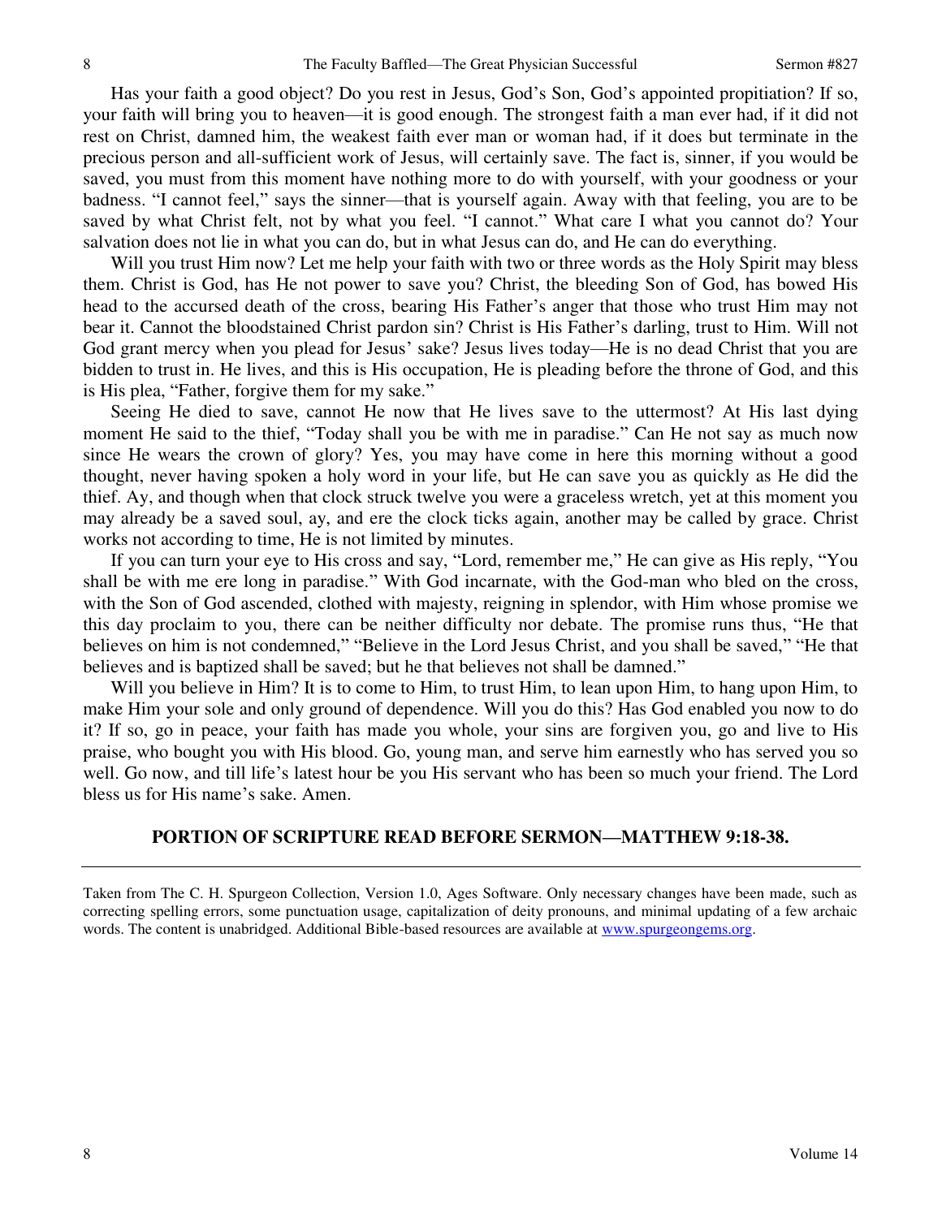Has your faith a good object? Do you rest in Jesus, God's Son, God's appointed propitiation? If so, your faith will bring you to heaven—it is good enough. The strongest faith a man ever had, if it did not rest on Christ, damned him, the weakest faith ever man or woman had, if it does but terminate in the precious person and all-sufficient work of Jesus, will certainly save. The fact is, sinner, if you would be saved, you must from this moment have nothing more to do with yourself, with your goodness or your badness. "I cannot feel," says the sinner—that is yourself again. Away with that feeling, you are to be saved by what Christ felt, not by what you feel. "I cannot." What care I what you cannot do? Your salvation does not lie in what you can do, but in what Jesus can do, and He can do everything.

Will you trust Him now? Let me help your faith with two or three words as the Holy Spirit may bless them. Christ is God, has He not power to save you? Christ, the bleeding Son of God, has bowed His head to the accursed death of the cross, bearing His Father's anger that those who trust Him may not bear it. Cannot the bloodstained Christ pardon sin? Christ is His Father's darling, trust to Him. Will not God grant mercy when you plead for Jesus' sake? Jesus lives today—He is no dead Christ that you are bidden to trust in. He lives, and this is His occupation, He is pleading before the throne of God, and this is His plea, "Father, forgive them for my sake."

Seeing He died to save, cannot He now that He lives save to the uttermost? At His last dying moment He said to the thief, "Today shall you be with me in paradise." Can He not say as much now since He wears the crown of glory? Yes, you may have come in here this morning without a good thought, never having spoken a holy word in your life, but He can save you as quickly as He did the thief. Ay, and though when that clock struck twelve you were a graceless wretch, yet at this moment you may already be a saved soul, ay, and ere the clock ticks again, another may be called by grace. Christ works not according to time, He is not limited by minutes.

If you can turn your eye to His cross and say, "Lord, remember me," He can give as His reply, "You shall be with me ere long in paradise." With God incarnate, with the God-man who bled on the cross, with the Son of God ascended, clothed with majesty, reigning in splendor, with Him whose promise we this day proclaim to you, there can be neither difficulty nor debate. The promise runs thus, "He that believes on him is not condemned," "Believe in the Lord Jesus Christ, and you shall be saved," "He that believes and is baptized shall be saved; but he that believes not shall be damned."

Will you believe in Him? It is to come to Him, to trust Him, to lean upon Him, to hang upon Him, to make Him your sole and only ground of dependence. Will you do this? Has God enabled you now to do it? If so, go in peace, your faith has made you whole, your sins are forgiven you, go and live to His praise, who bought you with His blood. Go, young man, and serve him earnestly who has served you so well. Go now, and till life's latest hour be you His servant who has been so much your friend. The Lord bless us for His name's sake. Amen.

**PORTION OF SCRIPTURE READ BEFORE SERMON—MATTHEW 9:18-38.**

---

Taken from The C. H. Spurgeon Collection, Version 1.0, Ages Software. Only necessary changes have been made, such as correcting spelling errors, some punctuation usage, capitalization of deity pronouns, and minimal updating of a few archaic words. The content is unabridged. Additional Bible-based resources are available at www.spurgeongems.org.